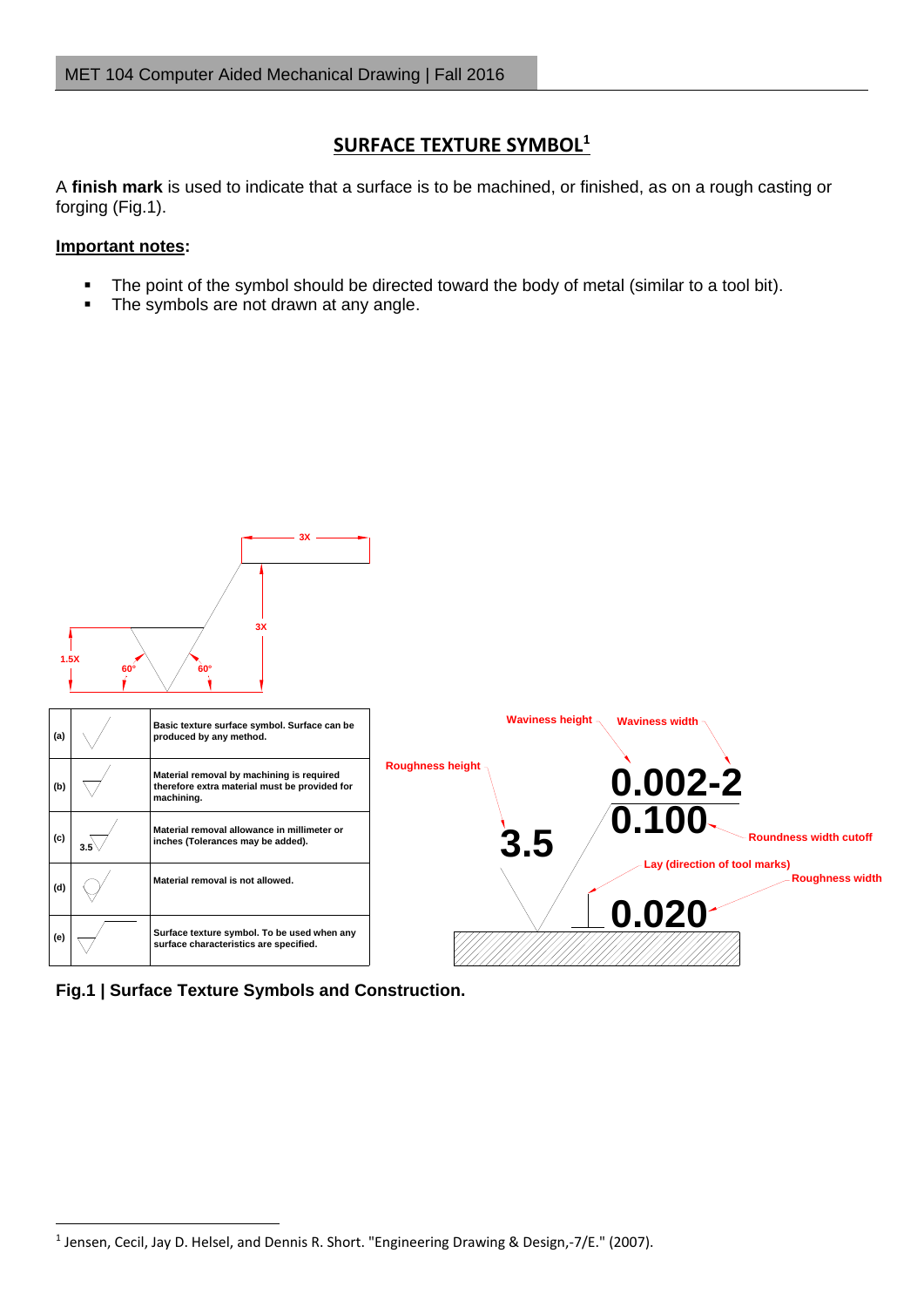## SURFACE TEXTURE SYMBOL[1]

A **finish mark** is used to indicate that a surface is to be machined, or finished, as on a rough casting or forging (Fig.1).

**Important notes:**

- The point of the symbol should be directed toward the body of metal (similar to a tool bit).
- The symbols are not drawn at any angle.

| | | |
|---|---|---|
| (a) | | Basic texture surface symbol. Surface can be produced by any method. |
| (b) | | Material removal by machining is required therefore extra material must be provided for machining. |
| (c) | 3.5 | Material removal allowance in millimeter or inches (Tolerances may be added). |
| (d) | | Material removal is not allowed. |
| (e) | | Surface texture symbol. To be used when any surface characteristics are specified. |

**Fig.1 | Surface Texture Symbols and Construction.**

[1] Jensen, Cecil, Jay D. Helsel, and Dennis R. Short. "Engineering Drawing & Design,-7/E." (2007).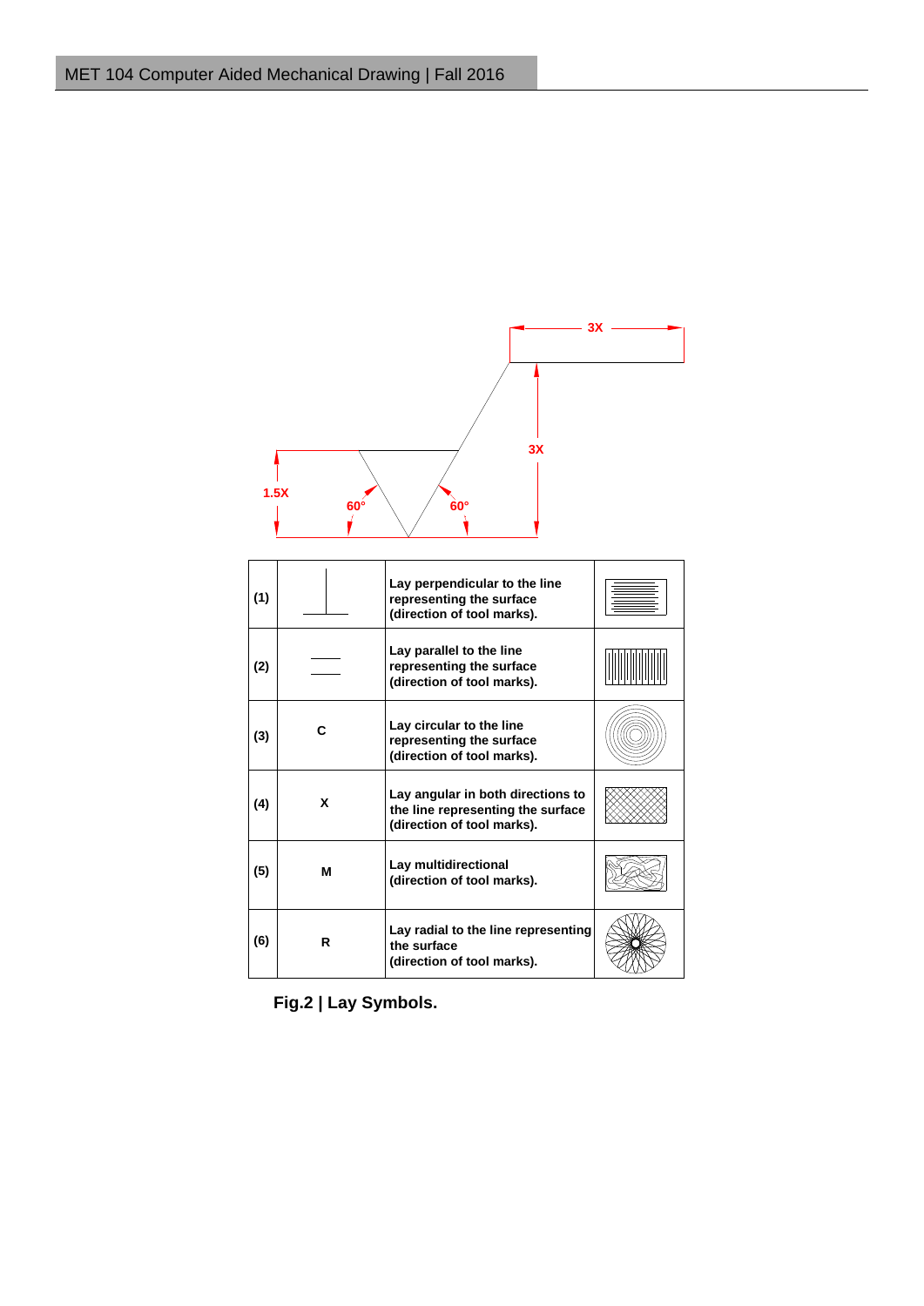3X

3X

1.5X

60°

60°

| | | | |
|---|---|---|---|
| (1) | ⊥ | Lay perpendicular to the line representing the surface (direction of tool marks). | |
| (2) | = | Lay parallel to the line representing the surface (direction of tool marks). | |
| (3) | C | Lay circular to the line representing the surface (direction of tool marks). | |
| (4) | X | Lay angular in both directions to the line representing the surface (direction of tool marks). | |
| (5) | M | Lay multidirectional (direction of tool marks). | |
| (6) | R | Lay radial to the line representing the surface (direction of tool marks). | |

**Fig.2 | Lay Symbols.**